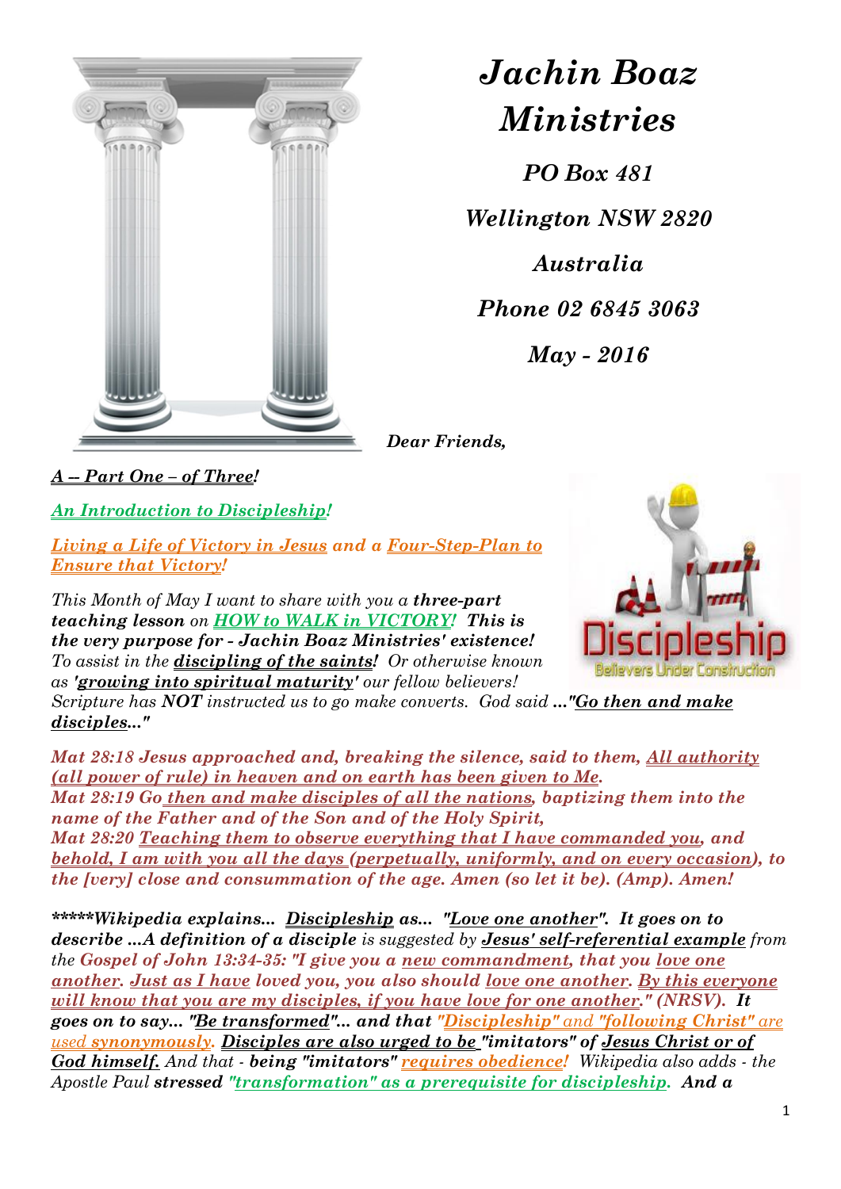# Jachin Boaz Ministries

**PO Box 481**

**Wellington NSW 2820**

**Australia**

**Phone 02 6845 3063**

**May - 2016**

**Dear Friends,**

***A -- Part One – of Three!***

***An Introduction to Discipleship!***

***Living a Life of Victory in Jesus and a Four-Step-Plan to Ensure that Victory!***

*This Month of May I want to share with you a **three-part teaching lesson** on HOW to WALK in VICTORY! **This is the very purpose for - Jachin Boaz Ministries' existence!** To assist in the **discipling of the saints!** Or otherwise known as **'growing into spiritual maturity'** our fellow believers! Scripture has **NOT** instructed us to go make converts. God said **..."Go then and make disciples..."***

***Mat 28:18 Jesus approached and, breaking the silence, said to them, All authority (all power of rule) in heaven and on earth has been given to Me.***
***Mat 28:19 Go then and make disciples of all the nations, baptizing them into the name of the Father and of the Son and of the Holy Spirit,***
***Mat 28:20 Teaching them to observe everything that I have commanded you, and behold, I am with you all the days (perpetually, uniformly, and on every occasion), to the [very] close and consummation of the age. Amen (so let it be). (Amp). Amen!***

***\*\*\*\*\*Wikipedia explains... Discipleship as... "Love one another". It goes on to describe ...A definition of a disciple** is suggested by **Jesus' self-referential example** from the **Gospel of John 13:34-35: "I give you a new commandment, that you love one another. Just as I have loved you, you also should love one another. By this everyone will know that you are my disciples, if you have love for one another." (NRSV). It goes on to say... "Be transformed"... and that "Discipleship" and "following Christ" are used synonymously. Disciples are also urged to be "imitators" of Jesus Christ or of God himself.** And that - **being "imitators" requires obedience!** Wikipedia also adds - the Apostle Paul **stressed "transformation" as a prerequisite for discipleship. And a***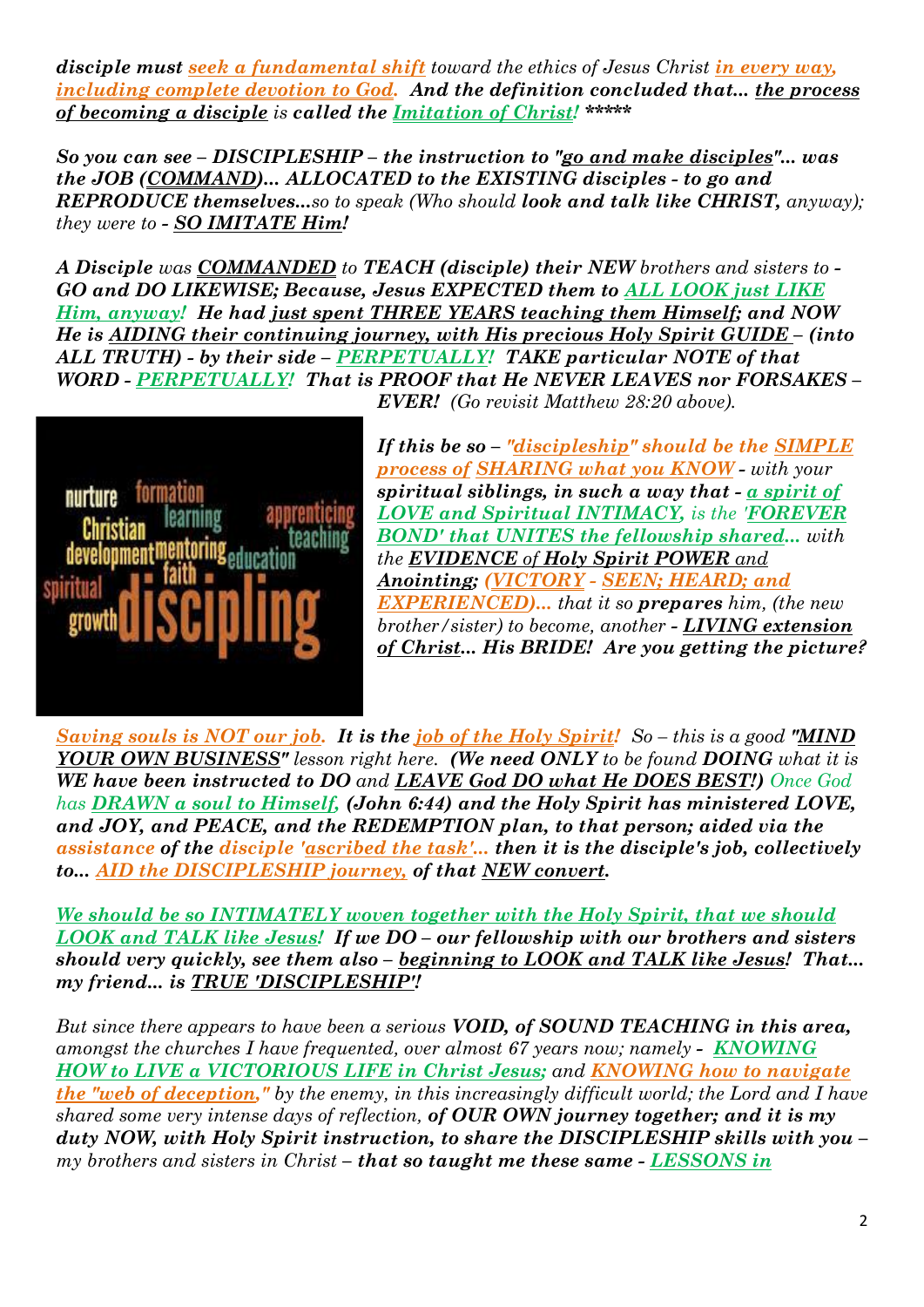***disciple must** seek a fundamental shift toward the ethics of Jesus Christ in every way, including complete devotion to God. **And the definition concluded that...** the process of becoming a disciple **is called the** Imitation of Christ! \*\*\*\*\**

***So you can see – DISCIPLESHIP – the instruction to "go and make disciples"... was the JOB (COMMAND)... ALLOCATED to the EXISTING disciples - to go and REPRODUCE themselves...**so to speak (Who should **look and talk like CHRIST,** anyway); they were to - **SO IMITATE Him!***

***A Disciple** was **COMMANDED** to **TEACH (disciple) their NEW** brothers and sisters to **- GO and DO LIKEWISE; Because, Jesus EXPECTED them to ALL LOOK just LIKE Him, anyway! He had just spent THREE YEARS teaching them Himself; and NOW He is AIDING their continuing journey, with His precious Holy Spirit GUIDE – (into ALL TRUTH) - by their side – PERPETUALLY! TAKE particular NOTE of that WORD - PERPETUALLY! That is PROOF that He NEVER LEAVES nor FORSAKES – EVER!** (Go revisit Matthew 28:20 above).*

***If this be so – "discipleship" should be the SIMPLE process of SHARING what you KNOW** - with your **spiritual siblings, in such a way that - a spirit of LOVE and Spiritual INTIMACY,** is the **'FOREVER BOND' that UNITES the fellowship shared...** with the **EVIDENCE of Holy Spirit POWER** and **Anointing; (VICTORY - SEEN; HEARD; and EXPERIENCED)...** that it so **prepares** him, (the new brother/sister) to become, another - **LIVING extension of Christ... His BRIDE! Are you getting the picture?***

*Saving souls is NOT our job. **It is the job of the Holy Spirit!** So – this is a good **"MIND YOUR OWN BUSINESS"** lesson right here. **(We need ONLY** to be found **DOING** what it is **WE have been instructed to DO** and **LEAVE God DO what He DOES BEST!)** Once God has DRAWN a soul to Himself, **(John 6:44) and the Holy Spirit has ministered LOVE, and JOY, and PEACE, and the REDEMPTION plan, to that person; aided via the** assistance **of the** disciple 'ascribed the task'... **then it is the disciple's job, collectively to...** AID the DISCIPLESHIP journey, **of that NEW convert.***

***We should be so INTIMATELY woven together with the Holy Spirit, that we should LOOK and TALK like Jesus! If we DO – our fellowship with our brothers and sisters should very quickly, see them also – beginning to LOOK and TALK like Jesus! That... my friend... is TRUE 'DISCIPLESHIP'!***

*But since there appears to have been a serious **VOID, of SOUND TEACHING in this area,** amongst the churches I have frequented, over almost 67 years now; namely - **KNOWING HOW to LIVE a VICTORIOUS LIFE in Christ Jesus;** and **KNOWING how to navigate the "web of deception,"** by the enemy, in this increasingly difficult world; the Lord and I have shared some very intense days of reflection, **of OUR OWN journey together; and it is my duty NOW, with Holy Spirit instruction, to share the DISCIPLESHIP skills with you** – my brothers and sisters in Christ – **that so taught me these same - LESSONS in***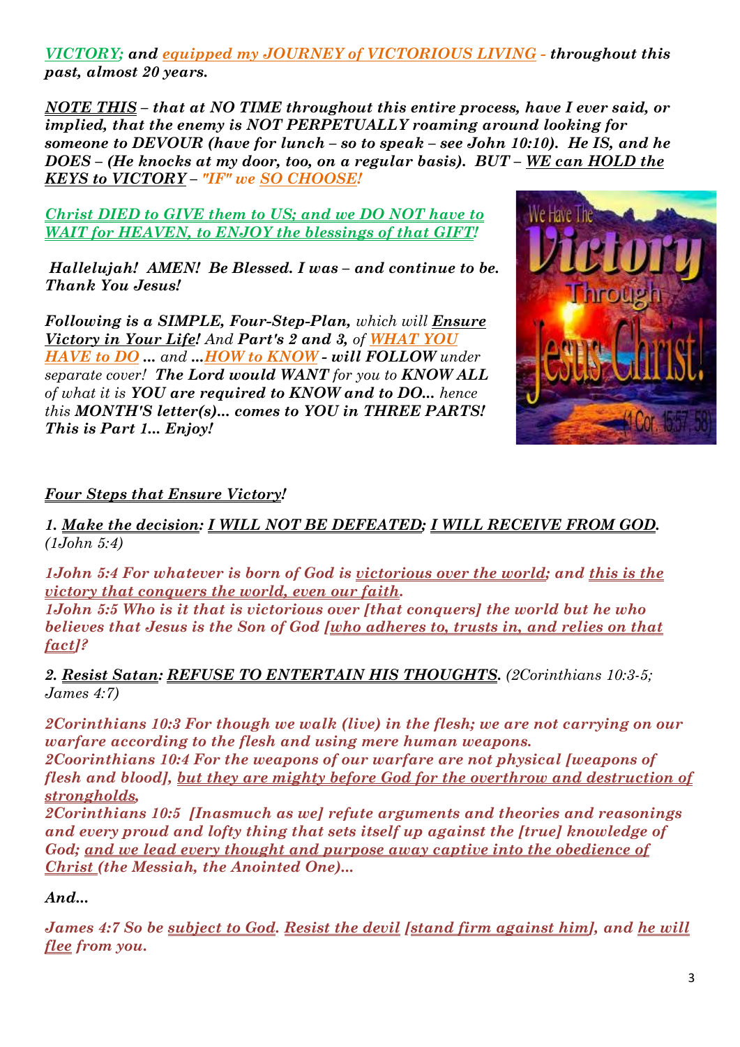***VICTORY;*** ***and*** ***equipped my JOURNEY of VICTORIOUS LIVING*** ***- throughout this past, almost 20 years.***

***NOTE THIS*** ***– that at NO TIME throughout this entire process, have I ever said, or implied, that the enemy is NOT PERPETUALLY roaming around looking for someone to DEVOUR (have for lunch – so to speak – see John 10:10). He IS, and he DOES – (He knocks at my door, too, on a regular basis). BUT –*** ***WE can HOLD the KEYS to VICTORY*** ***– "IF" we*** ***SO CHOOSE!***

***Christ DIED to GIVE them to US; and we DO NOT have to WAIT for HEAVEN, to ENJOY the blessings of that GIFT!***

***Hallelujah! AMEN! Be Blessed. I was – and continue to be. Thank You Jesus!***

***Following is a SIMPLE, Four-Step-Plan,*** *which will* ***Ensure Victory in Your Life!*** *And* ***Part's 2 and 3,*** *of* ***WHAT YOU HAVE to DO*** ***...*** *and* ***...HOW to KNOW*** ***- will FOLLOW*** *under separate cover!* ***The Lord would WANT*** *for you to* ***KNOW ALL*** *of what it is* ***YOU are required to KNOW and to DO...*** *hence this* ***MONTH'S letter(s)... comes to YOU in THREE PARTS! This is Part 1... Enjoy!***

***Four Steps that Ensure Victory!***

***1. Make the decision: I WILL NOT BE DEFEATED; I WILL RECEIVE FROM GOD.*** *(1John 5:4)*

***1John 5:4 For whatever is born of God is victorious over the world; and this is the victory that conquers the world, even our faith.***
***1John 5:5 Who is it that is victorious over [that conquers] the world but he who believes that Jesus is the Son of God [who adheres to, trusts in, and relies on that fact]?***

***2. Resist Satan: REFUSE TO ENTERTAIN HIS THOUGHTS.*** *(2Corinthians 10:3-5; James 4:7)*

***2Corinthians 10:3 For though we walk (live) in the flesh; we are not carrying on our warfare according to the flesh and using mere human weapons.***
***2Coorinthians 10:4 For the weapons of our warfare are not physical [weapons of flesh and blood], but they are mighty before God for the overthrow and destruction of strongholds,***
***2Corinthians 10:5 [Inasmuch as we] refute arguments and theories and reasonings and every proud and lofty thing that sets itself up against the [true] knowledge of God; and we lead every thought and purpose away captive into the obedience of Christ (the Messiah, the Anointed One)...***

***And...***

***James 4:7 So be subject to God. Resist the devil [stand firm against him], and he will flee from you.***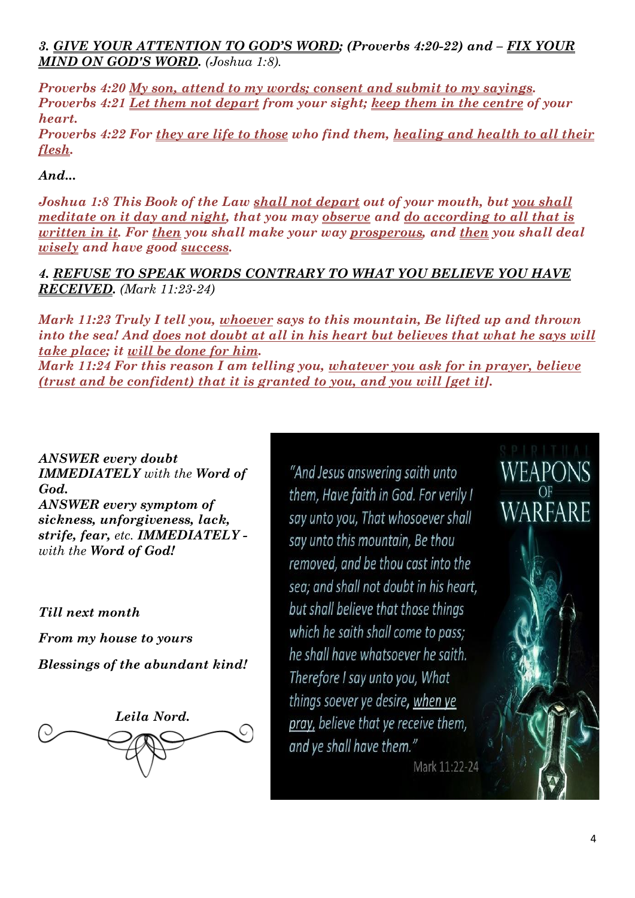***3. GIVE YOUR ATTENTION TO GOD'S WORD; (Proverbs 4:20-22) and – FIX YOUR MIND ON GOD'S WORD.** (Joshua 1:8).*

***Proverbs 4:20 My son, attend to my words; consent and submit to my sayings.***
***Proverbs 4:21 Let them not depart from your sight; keep them in the centre of your heart.***
***Proverbs 4:22 For they are life to those who find them, healing and health to all their flesh.***

***And...***

***Joshua 1:8 This Book of the Law shall not depart out of your mouth, but you shall meditate on it day and night, that you may observe and do according to all that is written in it. For then you shall make your way prosperous, and then you shall deal wisely and have good success.***

***4. REFUSE TO SPEAK WORDS CONTRARY TO WHAT YOU BELIEVE YOU HAVE RECEIVED.** (Mark 11:23-24)*

***Mark 11:23 Truly I tell you, whoever says to this mountain, Be lifted up and thrown into the sea! And does not doubt at all in his heart but believes that what he says will take place; it will be done for him.***
***Mark 11:24 For this reason I am telling you, whatever you ask for in prayer, believe (trust and be confident) that it is granted to you, and you will [get it].***

***ANSWER every doubt IMMEDIATELY** with the **Word of God.***
***ANSWER every symptom of sickness, unforgiveness, lack, strife, fear,** etc. **IMMEDIATELY -** with the **Word of God!***

*"And Jesus answering saith unto them, Have faith in God. For verily I say unto you, That whosoever shall say unto this mountain, Be thou removed, and be thou cast into the sea; and shall not doubt in his heart, but shall believe that those things which he saith shall come to pass; he shall have whatsoever he saith. Therefore I say unto you, What things soever ye desire, when ye pray, believe that ye receive them, and ye shall have them."*
Mark 11:22-24

SPIRITUAL WEAPONS OF WARFARE

***Till next month***

***From my house to yours***

***Blessings of the abundant kind!***

***Leila Nord.***